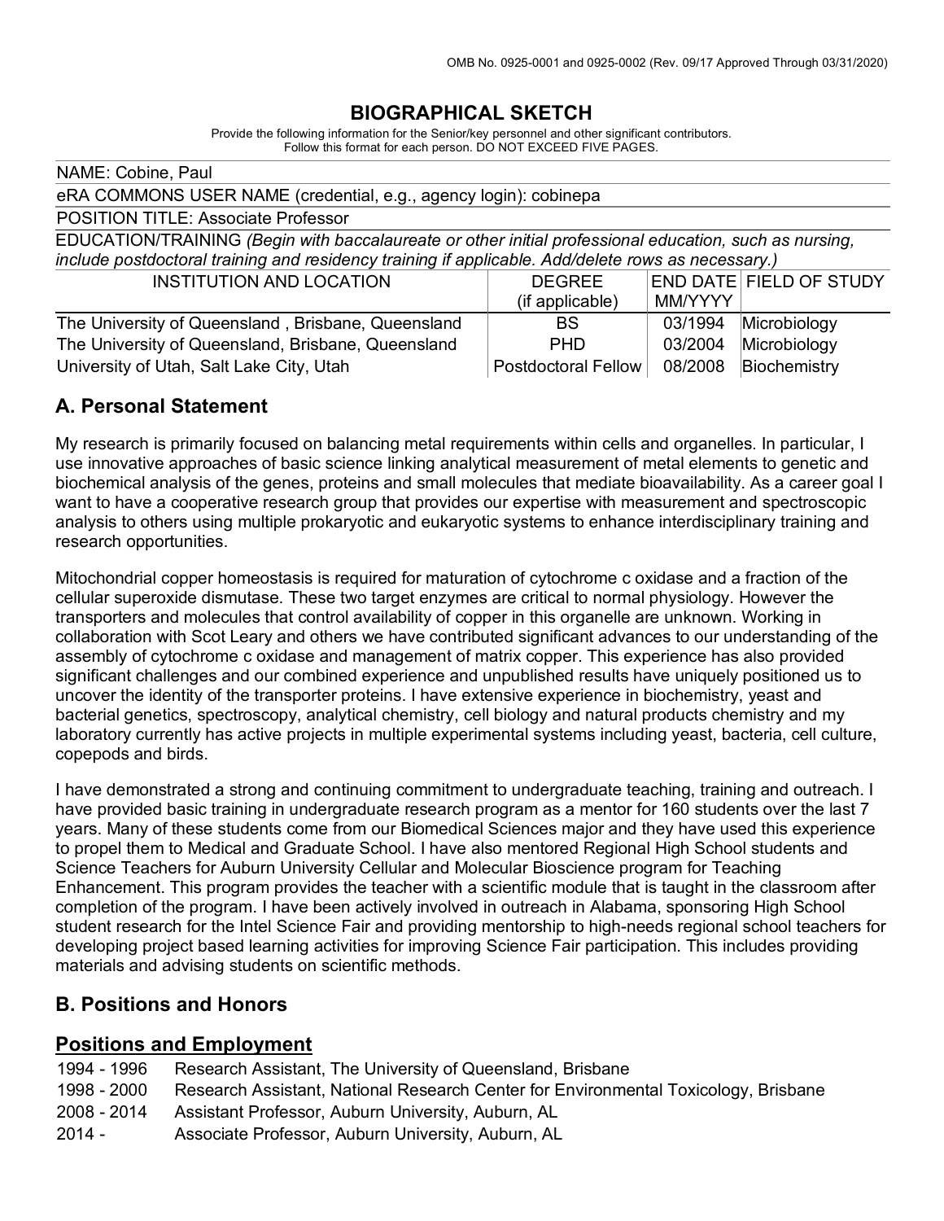# BIOGRAPHICAL SKETCH

Provide the following information for the Senior/key personnel and other significant contributors.
Follow this format for each person. DO NOT EXCEED FIVE PAGES.

NAME: Cobine, Paul

eRA COMMONS USER NAME (credential, e.g., agency login): cobinepa

POSITION TITLE: Associate Professor

EDUCATION/TRAINING *(Begin with baccalaureate or other initial professional education, such as nursing, include postdoctoral training and residency training if applicable. Add/delete rows as necessary.)*

| INSTITUTION AND LOCATION | DEGREE (if applicable) | END DATE MM/YYYY | FIELD OF STUDY |
|---|---|---|---|
| The University of Queensland , Brisbane, Queensland | BS | 03/1994 | Microbiology |
| The University of Queensland, Brisbane, Queensland | PHD | 03/2004 | Microbiology |
| University of Utah, Salt Lake City, Utah | Postdoctoral Fellow | 08/2008 | Biochemistry |

## A. Personal Statement

My research is primarily focused on balancing metal requirements within cells and organelles. In particular, I use innovative approaches of basic science linking analytical measurement of metal elements to genetic and biochemical analysis of the genes, proteins and small molecules that mediate bioavailability. As a career goal I want to have a cooperative research group that provides our expertise with measurement and spectroscopic analysis to others using multiple prokaryotic and eukaryotic systems to enhance interdisciplinary training and research opportunities.

Mitochondrial copper homeostasis is required for maturation of cytochrome c oxidase and a fraction of the cellular superoxide dismutase. These two target enzymes are critical to normal physiology. However the transporters and molecules that control availability of copper in this organelle are unknown. Working in collaboration with Scot Leary and others we have contributed significant advances to our understanding of the assembly of cytochrome c oxidase and management of matrix copper. This experience has also provided significant challenges and our combined experience and unpublished results have uniquely positioned us to uncover the identity of the transporter proteins. I have extensive experience in biochemistry, yeast and bacterial genetics, spectroscopy, analytical chemistry, cell biology and natural products chemistry and my laboratory currently has active projects in multiple experimental systems including yeast, bacteria, cell culture, copepods and birds.

I have demonstrated a strong and continuing commitment to undergraduate teaching, training and outreach. I have provided basic training in undergraduate research program as a mentor for 160 students over the last 7 years. Many of these students come from our Biomedical Sciences major and they have used this experience to propel them to Medical and Graduate School. I have also mentored Regional High School students and Science Teachers for Auburn University Cellular and Molecular Bioscience program for Teaching Enhancement. This program provides the teacher with a scientific module that is taught in the classroom after completion of the program. I have been actively involved in outreach in Alabama, sponsoring High School student research for the Intel Science Fair and providing mentorship to high-needs regional school teachers for developing project based learning activities for improving Science Fair participation. This includes providing materials and advising students on scientific methods.

## B. Positions and Honors

### Positions and Employment

1994 - 1996 Research Assistant, The University of Queensland, Brisbane
1998 - 2000 Research Assistant, National Research Center for Environmental Toxicology, Brisbane
2008 - 2014 Assistant Professor, Auburn University, Auburn, AL
2014 - Associate Professor, Auburn University, Auburn, AL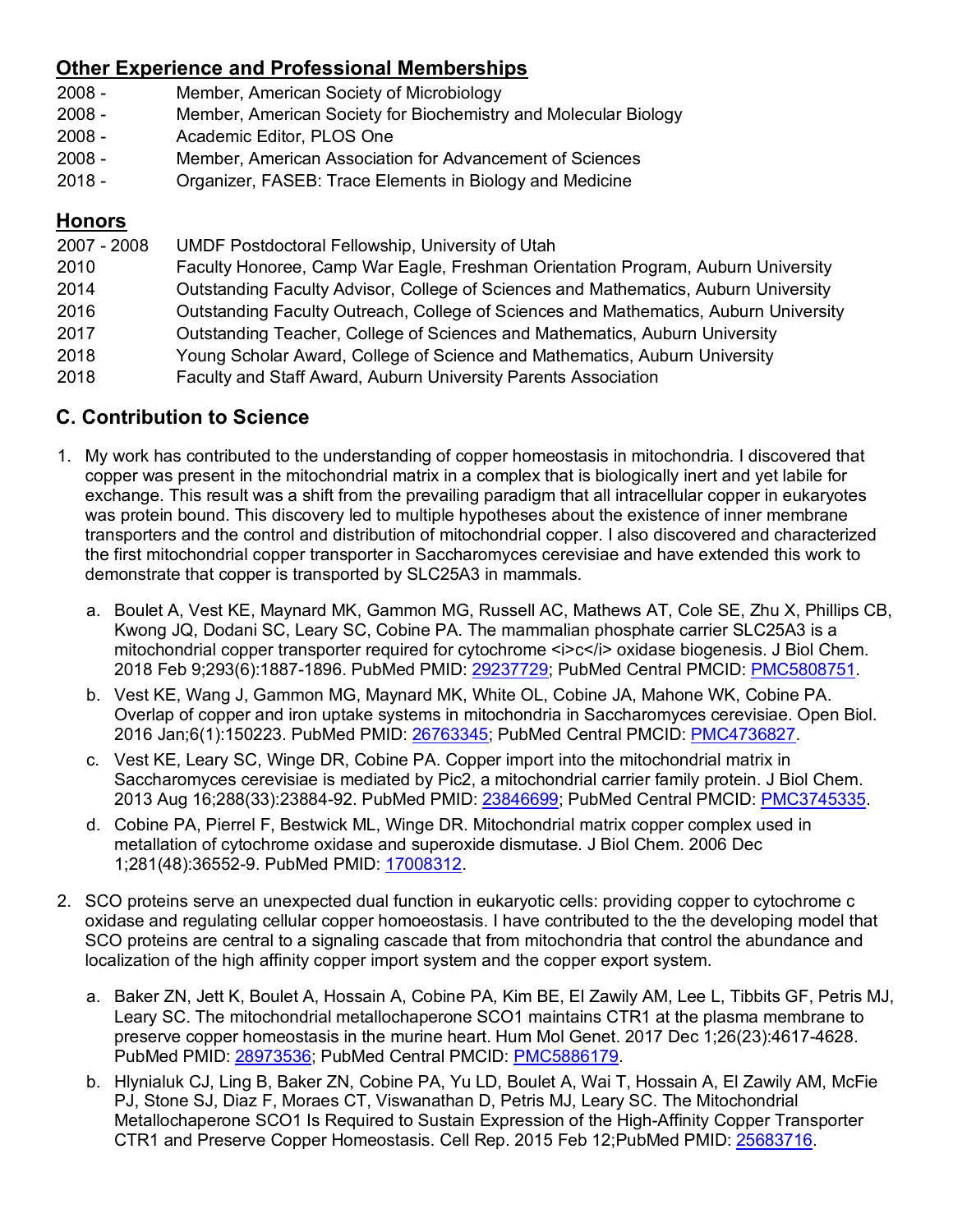## Other Experience and Professional Memberships

2008 - Member, American Society of Microbiology
2008 - Member, American Society for Biochemistry and Molecular Biology
2008 - Academic Editor, PLOS One
2008 - Member, American Association for Advancement of Sciences
2018 - Organizer, FASEB: Trace Elements in Biology and Medicine

## Honors

2007 - 2008 UMDF Postdoctoral Fellowship, University of Utah
2010 Faculty Honoree, Camp War Eagle, Freshman Orientation Program, Auburn University
2014 Outstanding Faculty Advisor, College of Sciences and Mathematics, Auburn University
2016 Outstanding Faculty Outreach, College of Sciences and Mathematics, Auburn University
2017 Outstanding Teacher, College of Sciences and Mathematics, Auburn University
2018 Young Scholar Award, College of Science and Mathematics, Auburn University
2018 Faculty and Staff Award, Auburn University Parents Association

## C. Contribution to Science

1. My work has contributed to the understanding of copper homeostasis in mitochondria. I discovered that copper was present in the mitochondrial matrix in a complex that is biologically inert and yet labile for exchange. This result was a shift from the prevailing paradigm that all intracellular copper in eukaryotes was protein bound. This discovery led to multiple hypotheses about the existence of inner membrane transporters and the control and distribution of mitochondrial copper. I also discovered and characterized the first mitochondrial copper transporter in Saccharomyces cerevisiae and have extended this work to demonstrate that copper is transported by SLC25A3 in mammals.

   a. Boulet A, Vest KE, Maynard MK, Gammon MG, Russell AC, Mathews AT, Cole SE, Zhu X, Phillips CB, Kwong JQ, Dodani SC, Leary SC, Cobine PA. The mammalian phosphate carrier SLC25A3 is a mitochondrial copper transporter required for cytochrome <i>c</i> oxidase biogenesis. J Biol Chem. 2018 Feb 9;293(6):1887-1896. PubMed PMID: 29237729; PubMed Central PMCID: PMC5808751.

   b. Vest KE, Wang J, Gammon MG, Maynard MK, White OL, Cobine JA, Mahone WK, Cobine PA. Overlap of copper and iron uptake systems in mitochondria in Saccharomyces cerevisiae. Open Biol. 2016 Jan;6(1):150223. PubMed PMID: 26763345; PubMed Central PMCID: PMC4736827.

   c. Vest KE, Leary SC, Winge DR, Cobine PA. Copper import into the mitochondrial matrix in Saccharomyces cerevisiae is mediated by Pic2, a mitochondrial carrier family protein. J Biol Chem. 2013 Aug 16;288(33):23884-92. PubMed PMID: 23846699; PubMed Central PMCID: PMC3745335.

   d. Cobine PA, Pierrel F, Bestwick ML, Winge DR. Mitochondrial matrix copper complex used in metallation of cytochrome oxidase and superoxide dismutase. J Biol Chem. 2006 Dec 1;281(48):36552-9. PubMed PMID: 17008312.

2. SCO proteins serve an unexpected dual function in eukaryotic cells: providing copper to cytochrome c oxidase and regulating cellular copper homoeostasis. I have contributed to the the developing model that SCO proteins are central to a signaling cascade that from mitochondria that control the abundance and localization of the high affinity copper import system and the copper export system.

   a. Baker ZN, Jett K, Boulet A, Hossain A, Cobine PA, Kim BE, El Zawily AM, Lee L, Tibbits GF, Petris MJ, Leary SC. The mitochondrial metallochaperone SCO1 maintains CTR1 at the plasma membrane to preserve copper homeostasis in the murine heart. Hum Mol Genet. 2017 Dec 1;26(23):4617-4628. PubMed PMID: 28973536; PubMed Central PMCID: PMC5886179.

   b. Hlynialuk CJ, Ling B, Baker ZN, Cobine PA, Yu LD, Boulet A, Wai T, Hossain A, El Zawily AM, McFie PJ, Stone SJ, Diaz F, Moraes CT, Viswanathan D, Petris MJ, Leary SC. The Mitochondrial Metallochaperone SCO1 Is Required to Sustain Expression of the High-Affinity Copper Transporter CTR1 and Preserve Copper Homeostasis. Cell Rep. 2015 Feb 12;PubMed PMID: 25683716.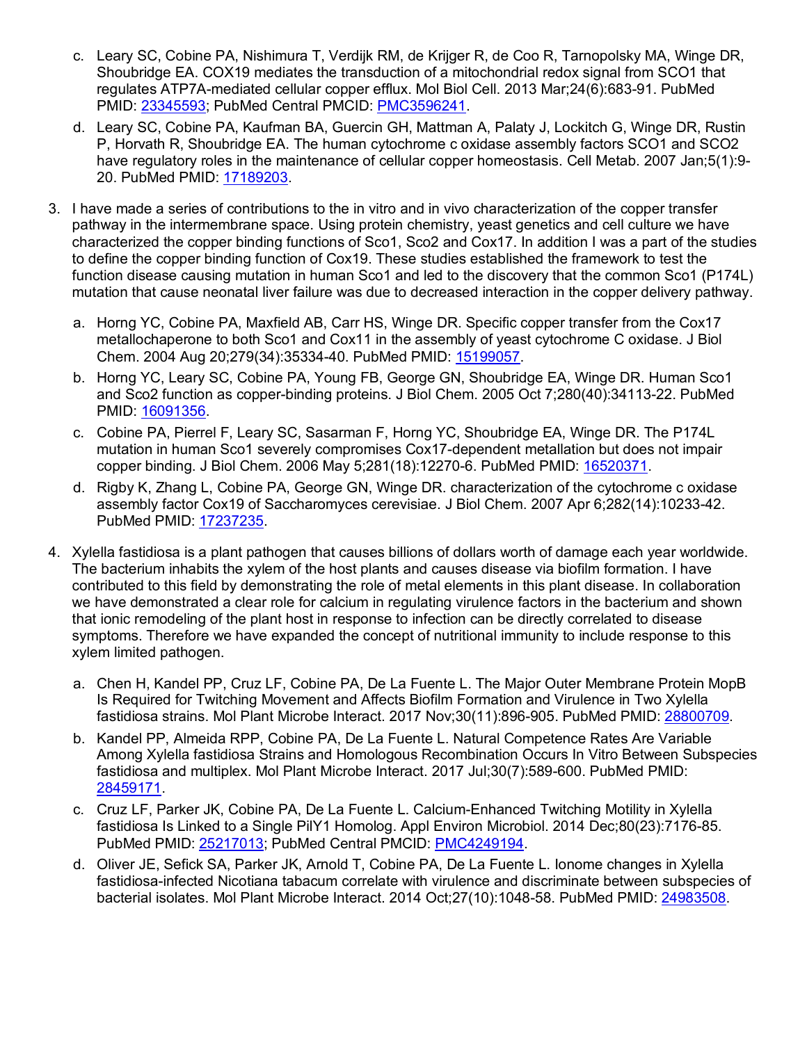c. Leary SC, Cobine PA, Nishimura T, Verdijk RM, de Krijger R, de Coo R, Tarnopolsky MA, Winge DR, Shoubridge EA. COX19 mediates the transduction of a mitochondrial redox signal from SCO1 that regulates ATP7A-mediated cellular copper efflux. Mol Biol Cell. 2013 Mar;24(6):683-91. PubMed PMID: 23345593; PubMed Central PMCID: PMC3596241.

d. Leary SC, Cobine PA, Kaufman BA, Guercin GH, Mattman A, Palaty J, Lockitch G, Winge DR, Rustin P, Horvath R, Shoubridge EA. The human cytochrome c oxidase assembly factors SCO1 and SCO2 have regulatory roles in the maintenance of cellular copper homeostasis. Cell Metab. 2007 Jan;5(1):9-20. PubMed PMID: 17189203.

3. I have made a series of contributions to the in vitro and in vivo characterization of the copper transfer pathway in the intermembrane space. Using protein chemistry, yeast genetics and cell culture we have characterized the copper binding functions of Sco1, Sco2 and Cox17. In addition I was a part of the studies to define the copper binding function of Cox19. These studies established the framework to test the function disease causing mutation in human Sco1 and led to the discovery that the common Sco1 (P174L) mutation that cause neonatal liver failure was due to decreased interaction in the copper delivery pathway.

   a. Horng YC, Cobine PA, Maxfield AB, Carr HS, Winge DR. Specific copper transfer from the Cox17 metallochaperone to both Sco1 and Cox11 in the assembly of yeast cytochrome C oxidase. J Biol Chem. 2004 Aug 20;279(34):35334-40. PubMed PMID: 15199057.

   b. Horng YC, Leary SC, Cobine PA, Young FB, George GN, Shoubridge EA, Winge DR. Human Sco1 and Sco2 function as copper-binding proteins. J Biol Chem. 2005 Oct 7;280(40):34113-22. PubMed PMID: 16091356.

   c. Cobine PA, Pierrel F, Leary SC, Sasarman F, Horng YC, Shoubridge EA, Winge DR. The P174L mutation in human Sco1 severely compromises Cox17-dependent metallation but does not impair copper binding. J Biol Chem. 2006 May 5;281(18):12270-6. PubMed PMID: 16520371.

   d. Rigby K, Zhang L, Cobine PA, George GN, Winge DR. characterization of the cytochrome c oxidase assembly factor Cox19 of Saccharomyces cerevisiae. J Biol Chem. 2007 Apr 6;282(14):10233-42. PubMed PMID: 17237235.

4. Xylella fastidiosa is a plant pathogen that causes billions of dollars worth of damage each year worldwide. The bacterium inhabits the xylem of the host plants and causes disease via biofilm formation. I have contributed to this field by demonstrating the role of metal elements in this plant disease. In collaboration we have demonstrated a clear role for calcium in regulating virulence factors in the bacterium and shown that ionic remodeling of the plant host in response to infection can be directly correlated to disease symptoms. Therefore we have expanded the concept of nutritional immunity to include response to this xylem limited pathogen.

   a. Chen H, Kandel PP, Cruz LF, Cobine PA, De La Fuente L. The Major Outer Membrane Protein MopB Is Required for Twitching Movement and Affects Biofilm Formation and Virulence in Two Xylella fastidiosa strains. Mol Plant Microbe Interact. 2017 Nov;30(11):896-905. PubMed PMID: 28800709.

   b. Kandel PP, Almeida RPP, Cobine PA, De La Fuente L. Natural Competence Rates Are Variable Among Xylella fastidiosa Strains and Homologous Recombination Occurs In Vitro Between Subspecies fastidiosa and multiplex. Mol Plant Microbe Interact. 2017 Jul;30(7):589-600. PubMed PMID: 28459171.

   c. Cruz LF, Parker JK, Cobine PA, De La Fuente L. Calcium-Enhanced Twitching Motility in Xylella fastidiosa Is Linked to a Single PilY1 Homolog. Appl Environ Microbiol. 2014 Dec;80(23):7176-85. PubMed PMID: 25217013; PubMed Central PMCID: PMC4249194.

   d. Oliver JE, Sefick SA, Parker JK, Arnold T, Cobine PA, De La Fuente L. Ionome changes in Xylella fastidiosa-infected Nicotiana tabacum correlate with virulence and discriminate between subspecies of bacterial isolates. Mol Plant Microbe Interact. 2014 Oct;27(10):1048-58. PubMed PMID: 24983508.